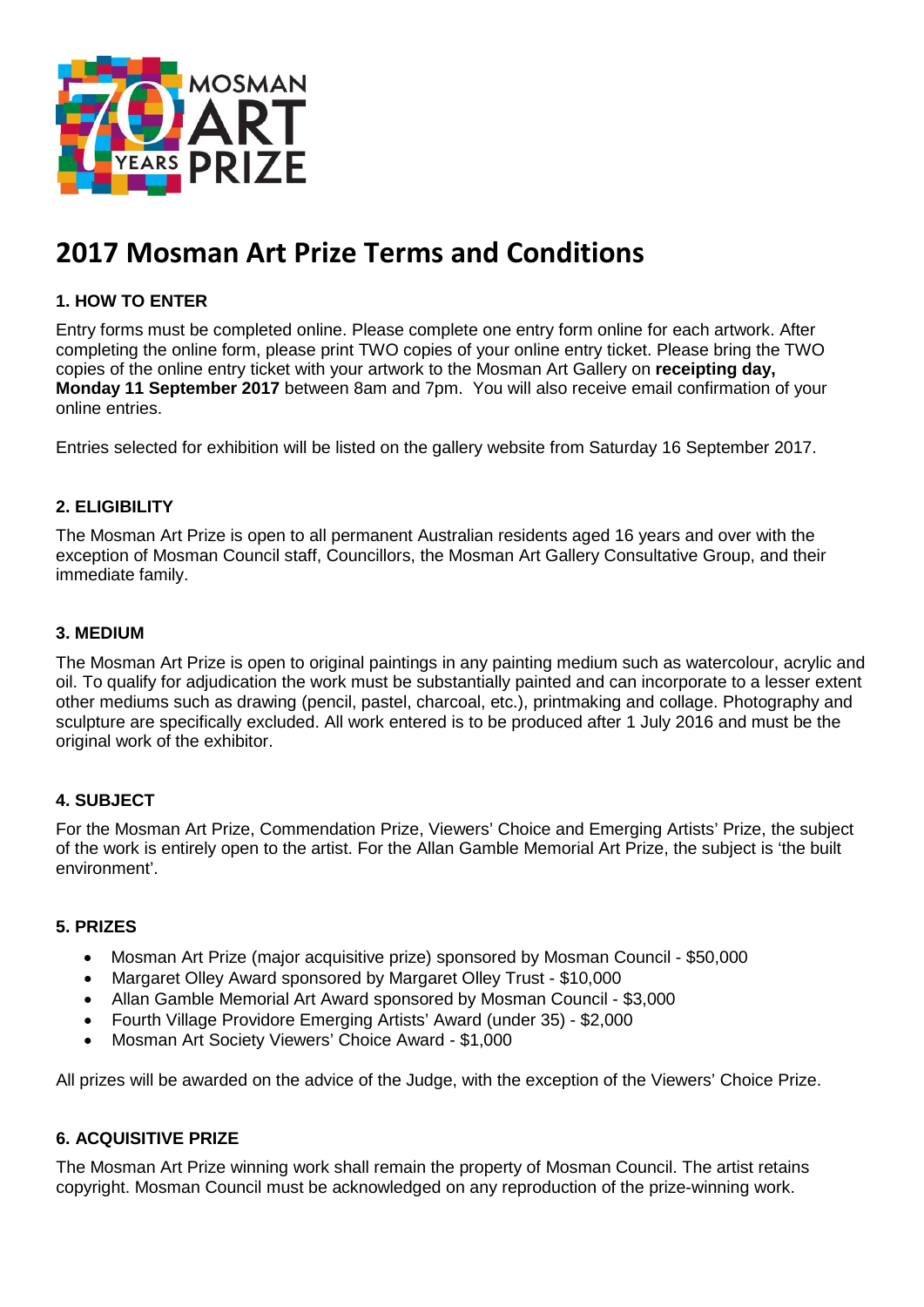# 2017 Mosman Art Prize Terms and Conditions

### 1. HOW TO ENTER

Entry forms must be completed online. Please complete one entry form online for each artwork. After completing the online form, please print TWO copies of your online entry ticket. Please bring the TWO copies of the online entry ticket with your artwork to the Mosman Art Gallery on **receipting day, Monday 11 September 2017** between 8am and 7pm. You will also receive email confirmation of your online entries.

Entries selected for exhibition will be listed on the gallery website from Saturday 16 September 2017.

### 2. ELIGIBILITY

The Mosman Art Prize is open to all permanent Australian residents aged 16 years and over with the exception of Mosman Council staff, Councillors, the Mosman Art Gallery Consultative Group, and their immediate family.

### 3. MEDIUM

The Mosman Art Prize is open to original paintings in any painting medium such as watercolour, acrylic and oil. To qualify for adjudication the work must be substantially painted and can incorporate to a lesser extent other mediums such as drawing (pencil, pastel, charcoal, etc.), printmaking and collage. Photography and sculpture are specifically excluded. All work entered is to be produced after 1 July 2016 and must be the original work of the exhibitor.

### 4. SUBJECT

For the Mosman Art Prize, Commendation Prize, Viewers' Choice and Emerging Artists' Prize, the subject of the work is entirely open to the artist. For the Allan Gamble Memorial Art Prize, the subject is 'the built environment'.

### 5. PRIZES

- Mosman Art Prize (major acquisitive prize) sponsored by Mosman Council - $50,000
- Margaret Olley Award sponsored by Margaret Olley Trust - $10,000
- Allan Gamble Memorial Art Award sponsored by Mosman Council - $3,000
- Fourth Village Providore Emerging Artists' Award (under 35) - $2,000
- Mosman Art Society Viewers' Choice Award - $1,000

All prizes will be awarded on the advice of the Judge, with the exception of the Viewers' Choice Prize.

### 6. ACQUISITIVE PRIZE

The Mosman Art Prize winning work shall remain the property of Mosman Council. The artist retains copyright. Mosman Council must be acknowledged on any reproduction of the prize-winning work.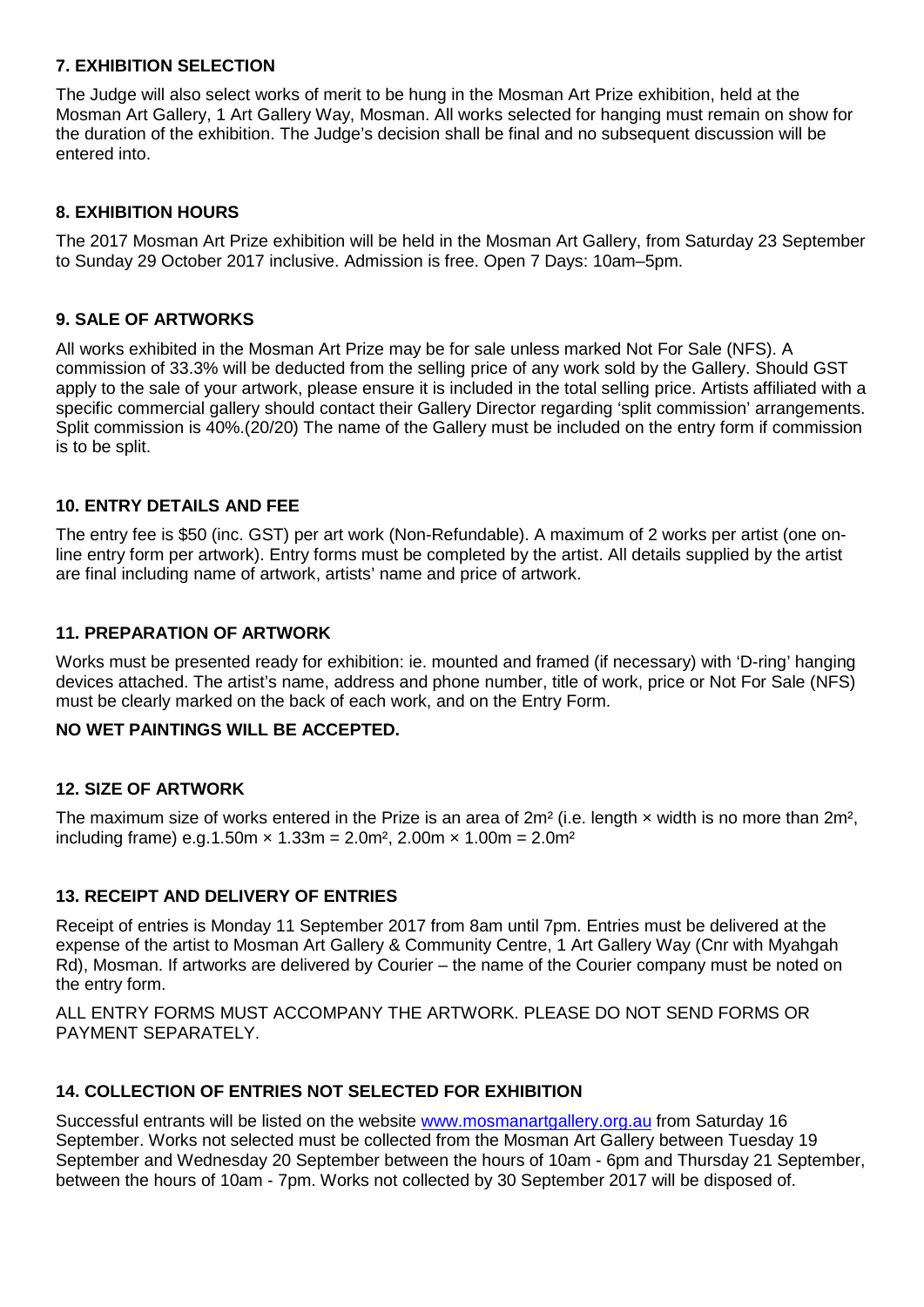### 7. EXHIBITION SELECTION

The Judge will also select works of merit to be hung in the Mosman Art Prize exhibition, held at the Mosman Art Gallery, 1 Art Gallery Way, Mosman. All works selected for hanging must remain on show for the duration of the exhibition. The Judge's decision shall be final and no subsequent discussion will be entered into.

### 8. EXHIBITION HOURS

The 2017 Mosman Art Prize exhibition will be held in the Mosman Art Gallery, from Saturday 23 September to Sunday 29 October 2017 inclusive. Admission is free. Open 7 Days: 10am–5pm.

### 9. SALE OF ARTWORKS

All works exhibited in the Mosman Art Prize may be for sale unless marked Not For Sale (NFS). A commission of 33.3% will be deducted from the selling price of any work sold by the Gallery. Should GST apply to the sale of your artwork, please ensure it is included in the total selling price. Artists affiliated with a specific commercial gallery should contact their Gallery Director regarding 'split commission' arrangements. Split commission is 40%.(20/20) The name of the Gallery must be included on the entry form if commission is to be split.

### 10. ENTRY DETAILS AND FEE

The entry fee is $50 (inc. GST) per art work (Non-Refundable). A maximum of 2 works per artist (one on-line entry form per artwork). Entry forms must be completed by the artist. All details supplied by the artist are final including name of artwork, artists' name and price of artwork.

### 11. PREPARATION OF ARTWORK

Works must be presented ready for exhibition: ie. mounted and framed (if necessary) with 'D-ring' hanging devices attached. The artist's name, address and phone number, title of work, price or Not For Sale (NFS) must be clearly marked on the back of each work, and on the Entry Form.

**NO WET PAINTINGS WILL BE ACCEPTED.**

### 12. SIZE OF ARTWORK

The maximum size of works entered in the Prize is an area of $2m^2$ (i.e. length × width is no more than $2m^2$, including frame) e.g.$1.50m \times 1.33m = 2.0m^2$, $2.00m \times 1.00m = 2.0m^2$

### 13. RECEIPT AND DELIVERY OF ENTRIES

Receipt of entries is Monday 11 September 2017 from 8am until 7pm. Entries must be delivered at the expense of the artist to Mosman Art Gallery & Community Centre, 1 Art Gallery Way (Cnr with Myahgah Rd), Mosman. If artworks are delivered by Courier – the name of the Courier company must be noted on the entry form.

ALL ENTRY FORMS MUST ACCOMPANY THE ARTWORK. PLEASE DO NOT SEND FORMS OR PAYMENT SEPARATELY.

### 14. COLLECTION OF ENTRIES NOT SELECTED FOR EXHIBITION

Successful entrants will be listed on the website [www.mosmanartgallery.org.au](http://www.mosmanartgallery.org.au) from Saturday 16 September. Works not selected must be collected from the Mosman Art Gallery between Tuesday 19 September and Wednesday 20 September between the hours of 10am - 6pm and Thursday 21 September, between the hours of 10am - 7pm. Works not collected by 30 September 2017 will be disposed of.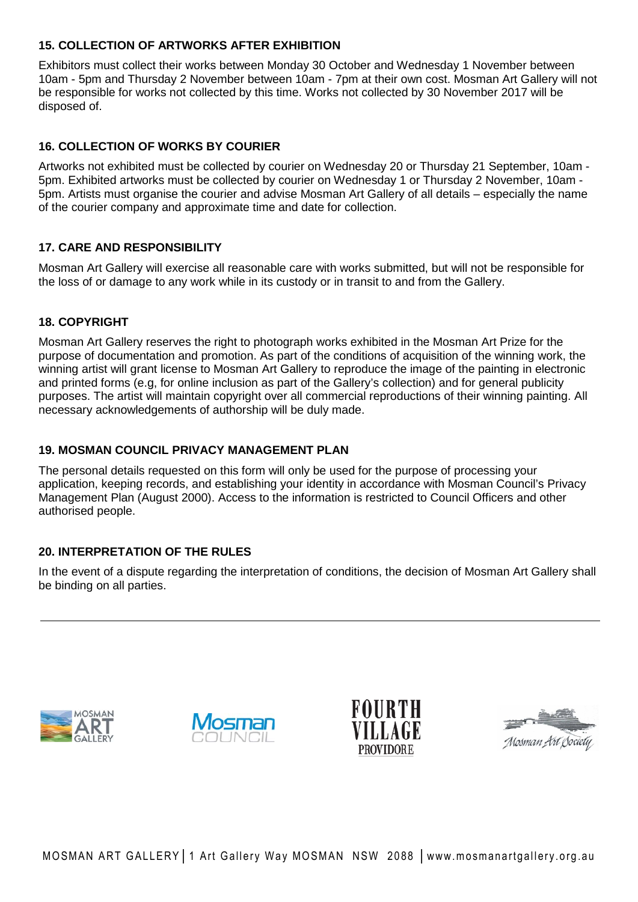### 15. COLLECTION OF ARTWORKS AFTER EXHIBITION

Exhibitors must collect their works between Monday 30 October and Wednesday 1 November between 10am - 5pm and Thursday 2 November between 10am - 7pm at their own cost. Mosman Art Gallery will not be responsible for works not collected by this time. Works not collected by 30 November 2017 will be disposed of.

### 16. COLLECTION OF WORKS BY COURIER

Artworks not exhibited must be collected by courier on Wednesday 20 or Thursday 21 September, 10am - 5pm. Exhibited artworks must be collected by courier on Wednesday 1 or Thursday 2 November, 10am - 5pm. Artists must organise the courier and advise Mosman Art Gallery of all details – especially the name of the courier company and approximate time and date for collection.

### 17. CARE AND RESPONSIBILITY

Mosman Art Gallery will exercise all reasonable care with works submitted, but will not be responsible for the loss of or damage to any work while in its custody or in transit to and from the Gallery.

### 18. COPYRIGHT

Mosman Art Gallery reserves the right to photograph works exhibited in the Mosman Art Prize for the purpose of documentation and promotion. As part of the conditions of acquisition of the winning work, the winning artist will grant license to Mosman Art Gallery to reproduce the image of the painting in electronic and printed forms (e.g, for online inclusion as part of the Gallery's collection) and for general publicity purposes. The artist will maintain copyright over all commercial reproductions of their winning painting. All necessary acknowledgements of authorship will be duly made.

### 19. MOSMAN COUNCIL PRIVACY MANAGEMENT PLAN

The personal details requested on this form will only be used for the purpose of processing your application, keeping records, and establishing your identity in accordance with Mosman Council's Privacy Management Plan (August 2000). Access to the information is restricted to Council Officers and other authorised people.

### 20. INTERPRETATION OF THE RULES

In the event of a dispute regarding the interpretation of conditions, the decision of Mosman Art Gallery shall be binding on all parties.

---

MOSMAN ART GALLERY | 1 Art Gallery Way MOSMAN NSW 2088 | www.mosmanartgallery.org.au